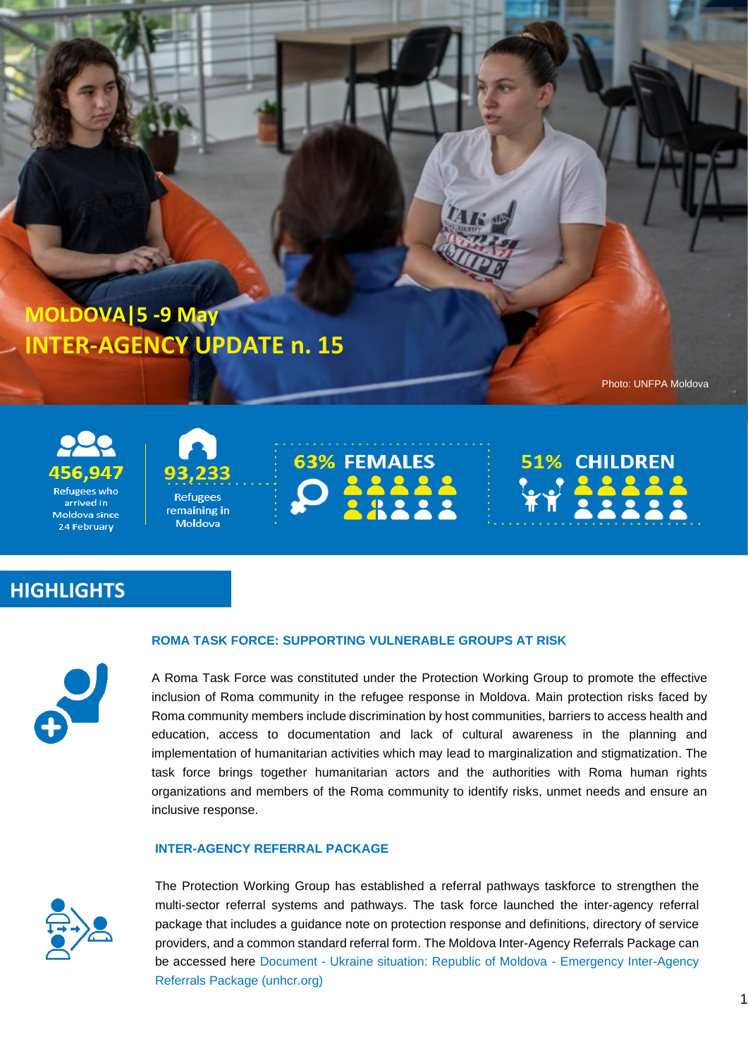# MOLDOVA|5 -9 May

# INTER-AGENCY UPDATE n. 15

Photo: UNFPA Moldova

**456,947** Refugees who arrived in Moldova since 24 February

**93,233** Refugees remaining in Moldova

**63% FEMALES**

**51% CHILDREN**

## HIGHLIGHTS

### ROMA TASK FORCE: SUPPORTING VULNERABLE GROUPS AT RISK

A Roma Task Force was constituted under the Protection Working Group to promote the effective inclusion of Roma community in the refugee response in Moldova. Main protection risks faced by Roma community members include discrimination by host communities, barriers to access health and education, access to documentation and lack of cultural awareness in the planning and implementation of humanitarian activities which may lead to marginalization and stigmatization. The task force brings together humanitarian actors and the authorities with Roma human rights organizations and members of the Roma community to identify risks, unmet needs and ensure an inclusive response.

### INTER-AGENCY REFERRAL PACKAGE

The Protection Working Group has established a referral pathways taskforce to strengthen the multi-sector referral systems and pathways. The task force launched the inter-agency referral package that includes a guidance note on protection response and definitions, directory of service providers, and a common standard referral form. The Moldova Inter-Agency Referrals Package can be accessed here Document - Ukraine situation: Republic of Moldova - Emergency Inter-Agency Referrals Package (unhcr.org)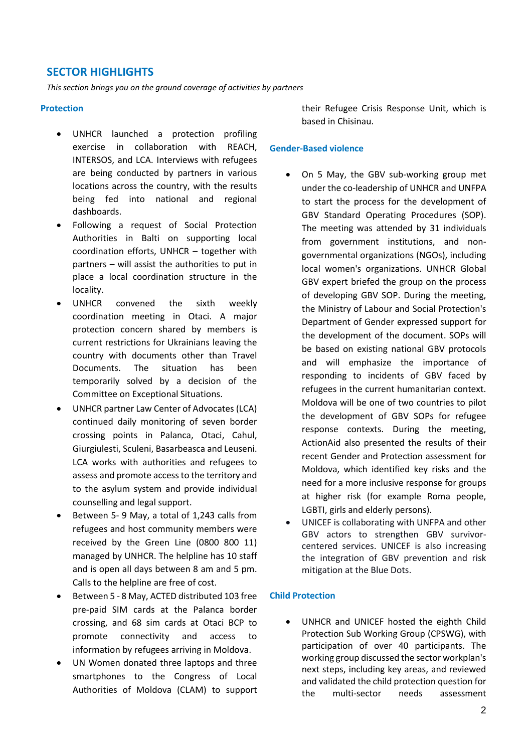## SECTOR HIGHLIGHTS

*This section brings you on the ground coverage of activities by partners*

### Protection

- UNHCR launched a protection profiling exercise in collaboration with REACH, INTERSOS, and LCA. Interviews with refugees are being conducted by partners in various locations across the country, with the results being fed into national and regional dashboards.
- Following a request of Social Protection Authorities in Balti on supporting local coordination efforts, UNHCR – together with partners – will assist the authorities to put in place a local coordination structure in the locality.
- UNHCR convened the sixth weekly coordination meeting in Otaci. A major protection concern shared by members is current restrictions for Ukrainians leaving the country with documents other than Travel Documents. The situation has been temporarily solved by a decision of the Committee on Exceptional Situations.
- UNHCR partner Law Center of Advocates (LCA) continued daily monitoring of seven border crossing points in Palanca, Otaci, Cahul, Giurgiulesti, Sculeni, Basarbeasca and Leuseni. LCA works with authorities and refugees to assess and promote access to the territory and to the asylum system and provide individual counselling and legal support.
- Between 5- 9 May, a total of 1,243 calls from refugees and host community members were received by the Green Line (0800 800 11) managed by UNHCR. The helpline has 10 staff and is open all days between 8 am and 5 pm. Calls to the helpline are free of cost.
- Between 5 - 8 May, ACTED distributed 103 free pre-paid SIM cards at the Palanca border crossing, and 68 sim cards at Otaci BCP to promote connectivity and access to information by refugees arriving in Moldova.
- UN Women donated three laptops and three smartphones to the Congress of Local Authorities of Moldova (CLAM) to support their Refugee Crisis Response Unit, which is based in Chisinau.

### Gender-Based violence

- On 5 May, the GBV sub-working group met under the co-leadership of UNHCR and UNFPA to start the process for the development of GBV Standard Operating Procedures (SOP). The meeting was attended by 31 individuals from government institutions, and non-governmental organizations (NGOs), including local women's organizations. UNHCR Global GBV expert briefed the group on the process of developing GBV SOP. During the meeting, the Ministry of Labour and Social Protection's Department of Gender expressed support for the development of the document. SOPs will be based on existing national GBV protocols and will emphasize the importance of responding to incidents of GBV faced by refugees in the current humanitarian context. Moldova will be one of two countries to pilot the development of GBV SOPs for refugee response contexts. During the meeting, ActionAid also presented the results of their recent Gender and Protection assessment for Moldova, which identified key risks and the need for a more inclusive response for groups at higher risk (for example Roma people, LGBTI, girls and elderly persons).
- UNICEF is collaborating with UNFPA and other GBV actors to strengthen GBV survivor-centered services. UNICEF is also increasing the integration of GBV prevention and risk mitigation at the Blue Dots.

### Child Protection

- UNHCR and UNICEF hosted the eighth Child Protection Sub Working Group (CPSWG), with participation of over 40 participants. The working group discussed the sector workplan's next steps, including key areas, and reviewed and validated the child protection question for the multi-sector needs assessment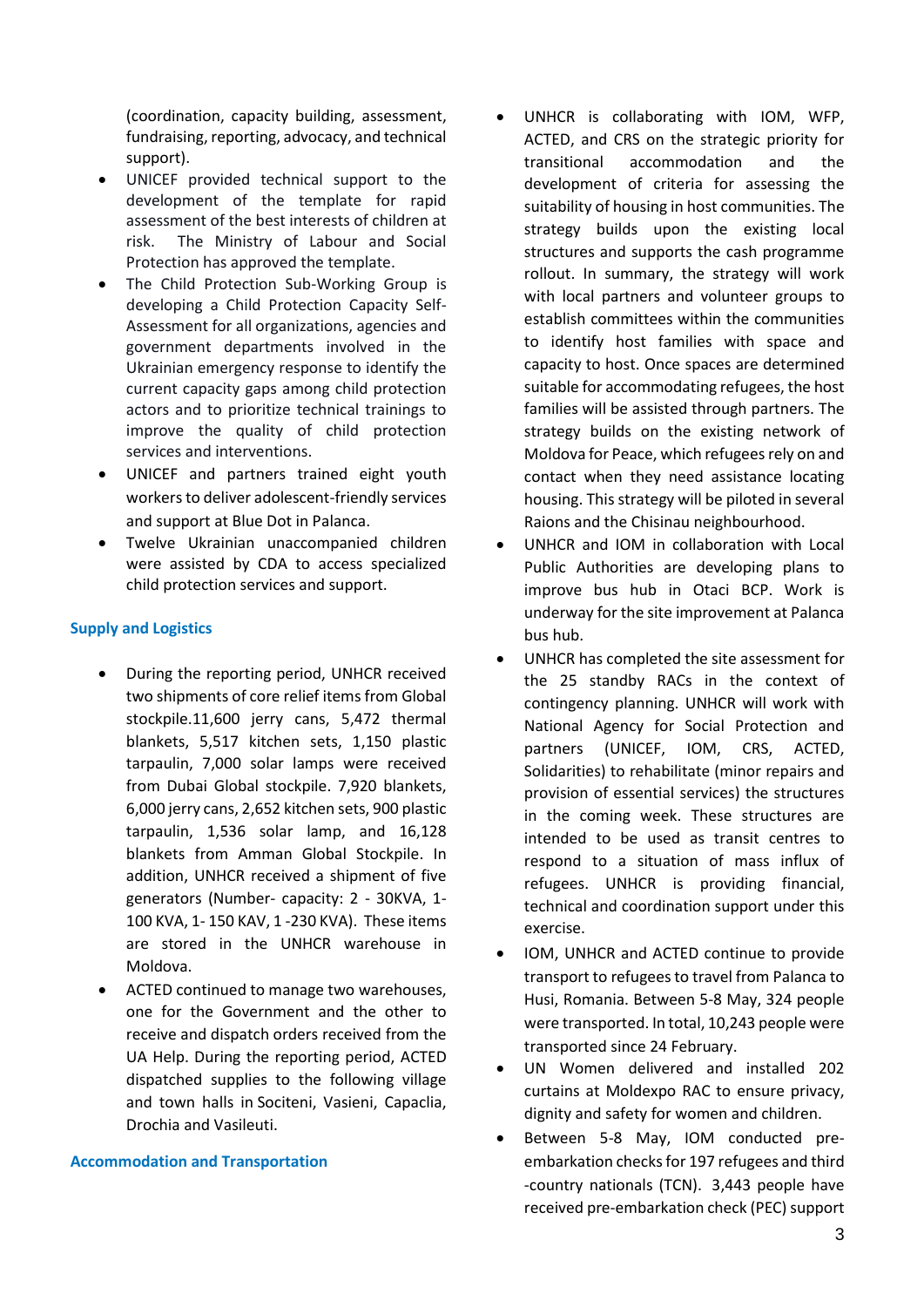(coordination, capacity building, assessment, fundraising, reporting, advocacy, and technical support).

- UNICEF provided technical support to the development of the template for rapid assessment of the best interests of children at risk. The Ministry of Labour and Social Protection has approved the template.
- The Child Protection Sub-Working Group is developing a Child Protection Capacity Self-Assessment for all organizations, agencies and government departments involved in the Ukrainian emergency response to identify the current capacity gaps among child protection actors and to prioritize technical trainings to improve the quality of child protection services and interventions.
- UNICEF and partners trained eight youth workers to deliver adolescent-friendly services and support at Blue Dot in Palanca.
- Twelve Ukrainian unaccompanied children were assisted by CDA to access specialized child protection services and support.

### Supply and Logistics

- During the reporting period, UNHCR received two shipments of core relief items from Global stockpile.11,600 jerry cans, 5,472 thermal blankets, 5,517 kitchen sets, 1,150 plastic tarpaulin, 7,000 solar lamps were received from Dubai Global stockpile. 7,920 blankets, 6,000 jerry cans, 2,652 kitchen sets, 900 plastic tarpaulin, 1,536 solar lamp, and 16,128 blankets from Amman Global Stockpile. In addition, UNHCR received a shipment of five generators (Number- capacity: 2 - 30KVA, 1-100 KVA, 1- 150 KAV, 1 -230 KVA). These items are stored in the UNHCR warehouse in Moldova.
- ACTED continued to manage two warehouses, one for the Government and the other to receive and dispatch orders received from the UA Help. During the reporting period, ACTED dispatched supplies to the following village and town halls in Sociteni, Vasieni, Capaclia, Drochia and Vasileuti.

### Accommodation and Transportation

- UNHCR is collaborating with IOM, WFP, ACTED, and CRS on the strategic priority for transitional accommodation and the development of criteria for assessing the suitability of housing in host communities. The strategy builds upon the existing local structures and supports the cash programme rollout. In summary, the strategy will work with local partners and volunteer groups to establish committees within the communities to identify host families with space and capacity to host. Once spaces are determined suitable for accommodating refugees, the host families will be assisted through partners. The strategy builds on the existing network of Moldova for Peace, which refugees rely on and contact when they need assistance locating housing. This strategy will be piloted in several Raions and the Chisinau neighbourhood.
- UNHCR and IOM in collaboration with Local Public Authorities are developing plans to improve bus hub in Otaci BCP. Work is underway for the site improvement at Palanca bus hub.
- UNHCR has completed the site assessment for the 25 standby RACs in the context of contingency planning. UNHCR will work with National Agency for Social Protection and partners (UNICEF, IOM, CRS, ACTED, Solidarities) to rehabilitate (minor repairs and provision of essential services) the structures in the coming week. These structures are intended to be used as transit centres to respond to a situation of mass influx of refugees. UNHCR is providing financial, technical and coordination support under this exercise.
- IOM, UNHCR and ACTED continue to provide transport to refugees to travel from Palanca to Husi, Romania. Between 5-8 May, 324 people were transported. In total, 10,243 people were transported since 24 February.
- UN Women delivered and installed 202 curtains at Moldexpo RAC to ensure privacy, dignity and safety for women and children.
- Between 5-8 May, IOM conducted pre-embarkation checks for 197 refugees and third -country nationals (TCN). 3,443 people have received pre-embarkation check (PEC) support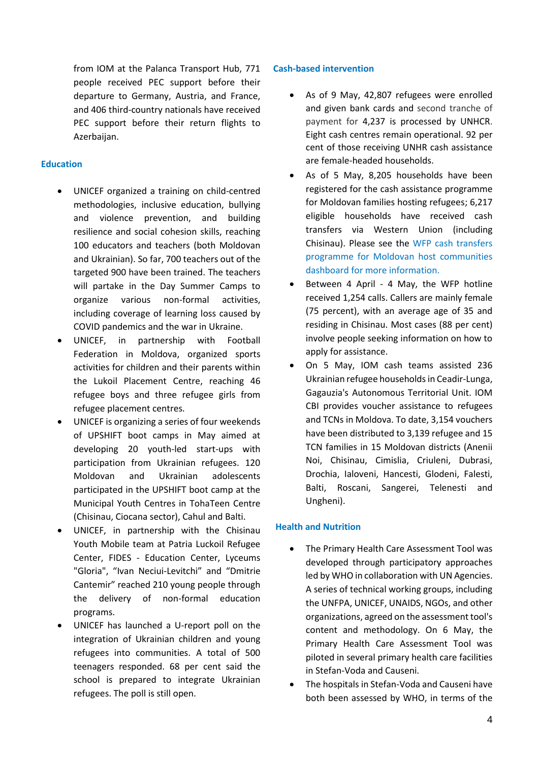from IOM at the Palanca Transport Hub, 771 people received PEC support before their departure to Germany, Austria, and France, and 406 third-country nationals have received PEC support before their return flights to Azerbaijan.

## Education

- UNICEF organized a training on child-centred methodologies, inclusive education, bullying and violence prevention, and building resilience and social cohesion skills, reaching 100 educators and teachers (both Moldovan and Ukrainian). So far, 700 teachers out of the targeted 900 have been trained. The teachers will partake in the Day Summer Camps to organize various non-formal activities, including coverage of learning loss caused by COVID pandemics and the war in Ukraine.
- UNICEF, in partnership with Football Federation in Moldova, organized sports activities for children and their parents within the Lukoil Placement Centre, reaching 46 refugee boys and three refugee girls from refugee placement centres.
- UNICEF is organizing a series of four weekends of UPSHIFT boot camps in May aimed at developing 20 youth-led start-ups with participation from Ukrainian refugees. 120 Moldovan and Ukrainian adolescents participated in the UPSHIFT boot camp at the Municipal Youth Centres in TohaTeen Centre (Chisinau, Ciocana sector), Cahul and Balti.
- UNICEF, in partnership with the Chisinau Youth Mobile team at Patria Luckoil Refugee Center, FIDES - Education Center, Lyceums "Gloria", "Ivan Neciui-Levitchi" and "Dmitrie Cantemir" reached 210 young people through the delivery of non-formal education programs.
- UNICEF has launched a U-report poll on the integration of Ukrainian children and young refugees into communities. A total of 500 teenagers responded. 68 per cent said the school is prepared to integrate Ukrainian refugees. The poll is still open.

## Cash-based intervention

- As of 9 May, 42,807 refugees were enrolled and given bank cards and second tranche of payment for 4,237 is processed by UNHCR. Eight cash centres remain operational. 92 per cent of those receiving UNHR cash assistance are female-headed households.
- As of 5 May, 8,205 households have been registered for the cash assistance programme for Moldovan families hosting refugees; 6,217 eligible households have received cash transfers via Western Union (including Chisinau). Please see the WFP cash transfers programme for Moldovan host communities dashboard for more information.
- Between 4 April - 4 May, the WFP hotline received 1,254 calls. Callers are mainly female (75 percent), with an average age of 35 and residing in Chisinau. Most cases (88 per cent) involve people seeking information on how to apply for assistance.
- On 5 May, IOM cash teams assisted 236 Ukrainian refugee households in Ceadir-Lunga, Gagauzia's Autonomous Territorial Unit. IOM CBI provides voucher assistance to refugees and TCNs in Moldova. To date, 3,154 vouchers have been distributed to 3,139 refugee and 15 TCN families in 15 Moldovan districts (Anenii Noi, Chisinau, Cimislia, Criuleni, Dubrasi, Drochia, Ialoveni, Hancesti, Glodeni, Falesti, Balti, Roscani, Sangerei, Telenesti and Ungheni).

## Health and Nutrition

- The Primary Health Care Assessment Tool was developed through participatory approaches led by WHO in collaboration with UN Agencies. A series of technical working groups, including the UNFPA, UNICEF, UNAIDS, NGOs, and other organizations, agreed on the assessment tool's content and methodology. On 6 May, the Primary Health Care Assessment Tool was piloted in several primary health care facilities in Stefan-Voda and Causeni.
- The hospitals in Stefan-Voda and Causeni have both been assessed by WHO, in terms of the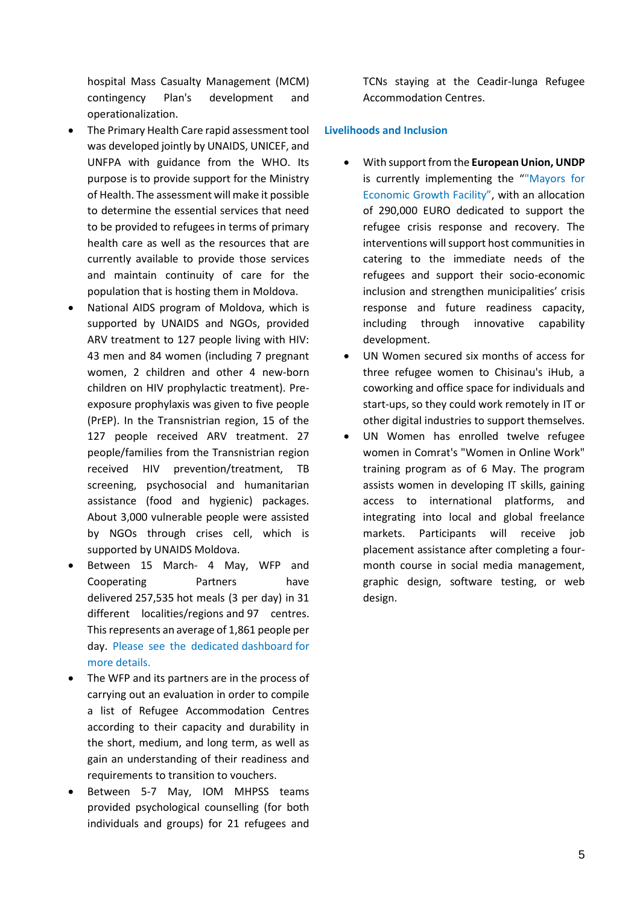hospital Mass Casualty Management (MCM) contingency Plan's development and operationalization.

- The Primary Health Care rapid assessment tool was developed jointly by UNAIDS, UNICEF, and UNFPA with guidance from the WHO. Its purpose is to provide support for the Ministry of Health. The assessment will make it possible to determine the essential services that need to be provided to refugees in terms of primary health care as well as the resources that are currently available to provide those services and maintain continuity of care for the population that is hosting them in Moldova.
- National AIDS program of Moldova, which is supported by UNAIDS and NGOs, provided ARV treatment to 127 people living with HIV: 43 men and 84 women (including 7 pregnant women, 2 children and other 4 new-born children on HIV prophylactic treatment). Pre-exposure prophylaxis was given to five people (PrEP). In the Transnistrian region, 15 of the 127 people received ARV treatment. 27 people/families from the Transnistrian region received HIV prevention/treatment, TB screening, psychosocial and humanitarian assistance (food and hygienic) packages. About 3,000 vulnerable people were assisted by NGOs through crises cell, which is supported by UNAIDS Moldova.
- Between 15 March- 4 May, WFP and Cooperating Partners have delivered 257,535 hot meals (3 per day) in 31 different localities/regions and 97 centres. This represents an average of 1,861 people per day. Please see the dedicated dashboard for more details.
- The WFP and its partners are in the process of carrying out an evaluation in order to compile a list of Refugee Accommodation Centres according to their capacity and durability in the short, medium, and long term, as well as gain an understanding of their readiness and requirements to transition to vouchers.
- Between 5-7 May, IOM MHPSS teams provided psychological counselling (for both individuals and groups) for 21 refugees and TCNs staying at the Ceadir-lunga Refugee Accommodation Centres.

### Livelihoods and Inclusion

- With support from the **European Union, UNDP** is currently implementing the ""Mayors for Economic Growth Facility", with an allocation of 290,000 EURO dedicated to support the refugee crisis response and recovery. The interventions will support host communities in catering to the immediate needs of the refugees and support their socio-economic inclusion and strengthen municipalities' crisis response and future readiness capacity, including through innovative capability development.
- UN Women secured six months of access for three refugee women to Chisinau's iHub, a coworking and office space for individuals and start-ups, so they could work remotely in IT or other digital industries to support themselves.
- UN Women has enrolled twelve refugee women in Comrat's "Women in Online Work" training program as of 6 May. The program assists women in developing IT skills, gaining access to international platforms, and integrating into local and global freelance markets. Participants will receive job placement assistance after completing a four-month course in social media management, graphic design, software testing, or web design.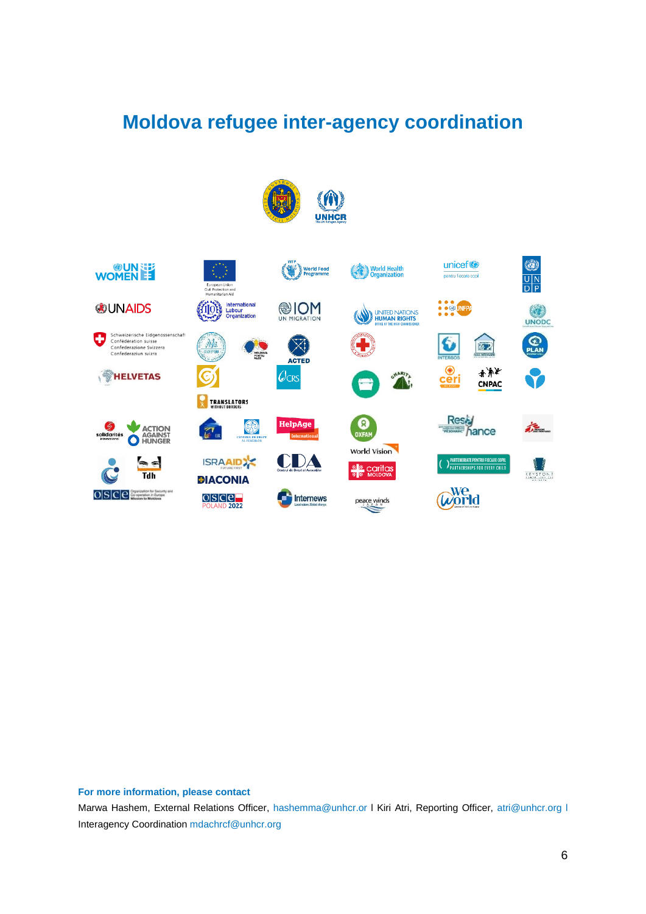# Moldova refugee inter-agency coordination

**For more information, please contact**

Marwa Hashem, External Relations Officer, hashemma@unhcr.or l Kiri Atri, Reporting Officer, atri@unhcr.org l Interagency Coordination mdachrcf@unhcr.org